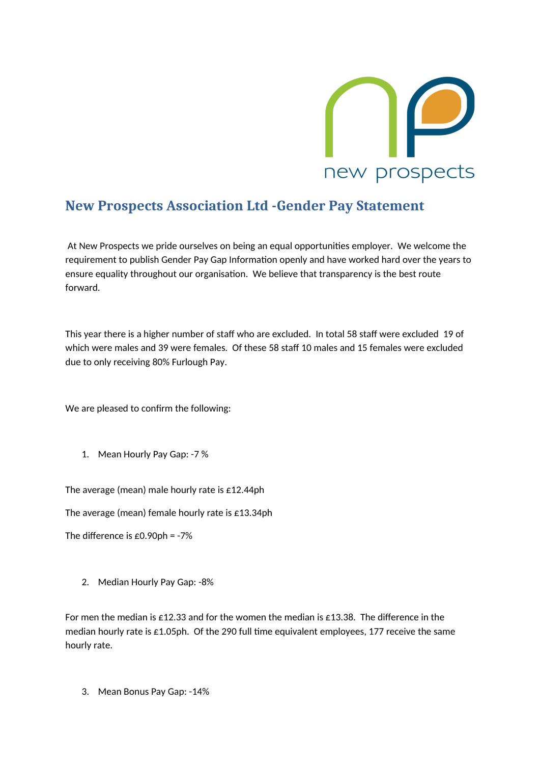# New Prospects Association Ltd -Gender Pay Statement

At New Prospects we pride ourselves on being an equal opportunities employer. We welcome the requirement to publish Gender Pay Gap Information openly and have worked hard over the years to ensure equality throughout our organisation. We believe that transparency is the best route forward.

This year there is a higher number of staff who are excluded. In total 58 staff were excluded 19 of which were males and 39 were females. Of these 58 staff 10 males and 15 females were excluded due to only receiving 80% Furlough Pay.

We are pleased to confirm the following:

1. Mean Hourly Pay Gap: -7 %

The average (mean) male hourly rate is £12.44ph

The average (mean) female hourly rate is £13.34ph

The difference is £0.90ph = -7%

2. Median Hourly Pay Gap: -8%

For men the median is £12.33 and for the women the median is £13.38. The difference in the median hourly rate is £1.05ph. Of the 290 full time equivalent employees, 177 receive the same hourly rate.

3. Mean Bonus Pay Gap: -14%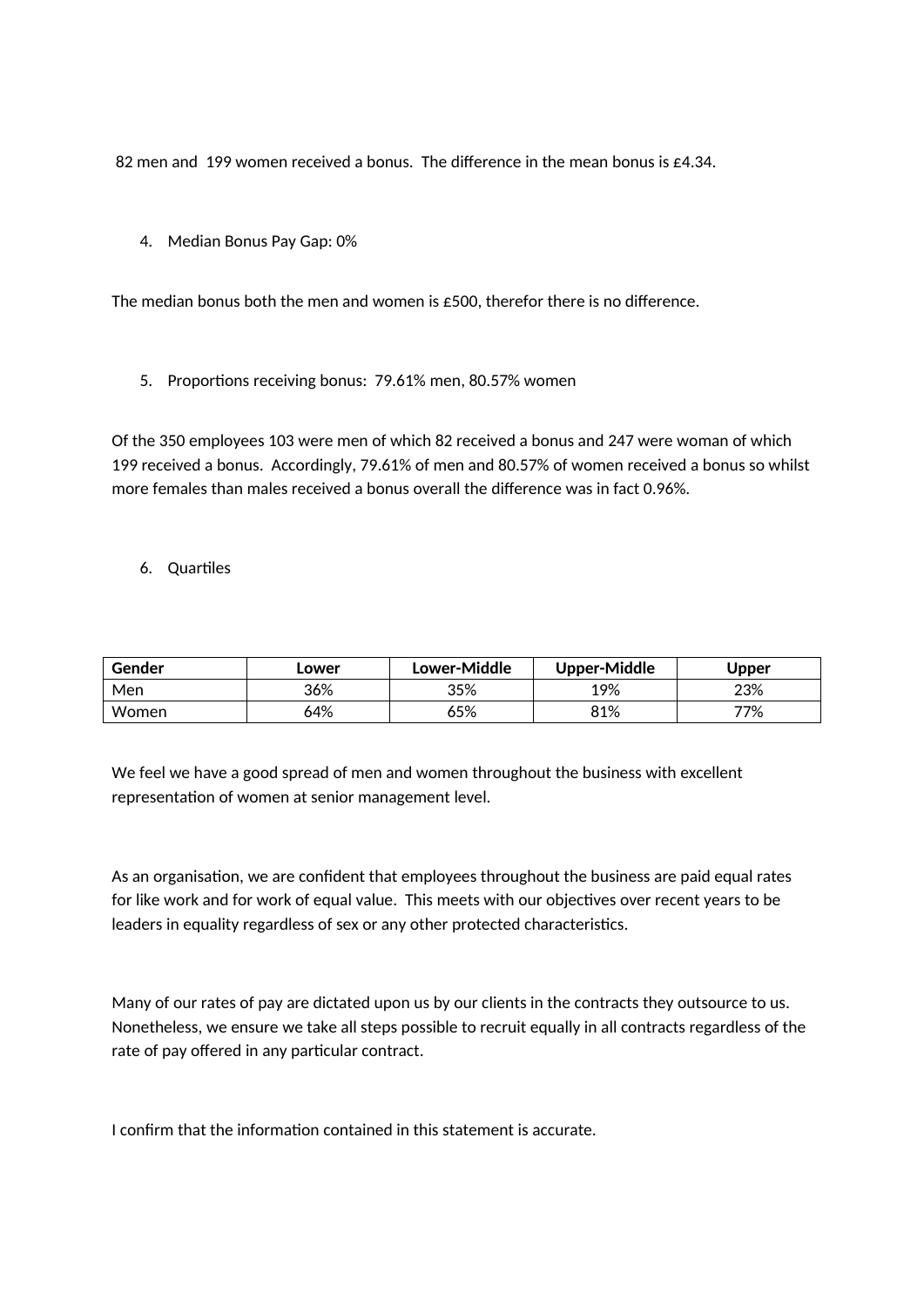82 men and 199 women received a bonus. The difference in the mean bonus is £4.34.

4. Median Bonus Pay Gap: 0%

The median bonus both the men and women is £500, therefor there is no difference.

5. Proportions receiving bonus: 79.61% men, 80.57% women

Of the 350 employees 103 were men of which 82 received a bonus and 247 were woman of which 199 received a bonus. Accordingly, 79.61% of men and 80.57% of women received a bonus so whilst more females than males received a bonus overall the difference was in fact 0.96%.

6. Quartiles

| Gender | Lower | Lower-Middle | Upper-Middle | Upper |
|---|---|---|---|---|
| Men | 36% | 35% | 19% | 23% |
| Women | 64% | 65% | 81% | 77% |

We feel we have a good spread of men and women throughout the business with excellent representation of women at senior management level.

As an organisation, we are confident that employees throughout the business are paid equal rates for like work and for work of equal value. This meets with our objectives over recent years to be leaders in equality regardless of sex or any other protected characteristics.

Many of our rates of pay are dictated upon us by our clients in the contracts they outsource to us. Nonetheless, we ensure we take all steps possible to recruit equally in all contracts regardless of the rate of pay offered in any particular contract.

I confirm that the information contained in this statement is accurate.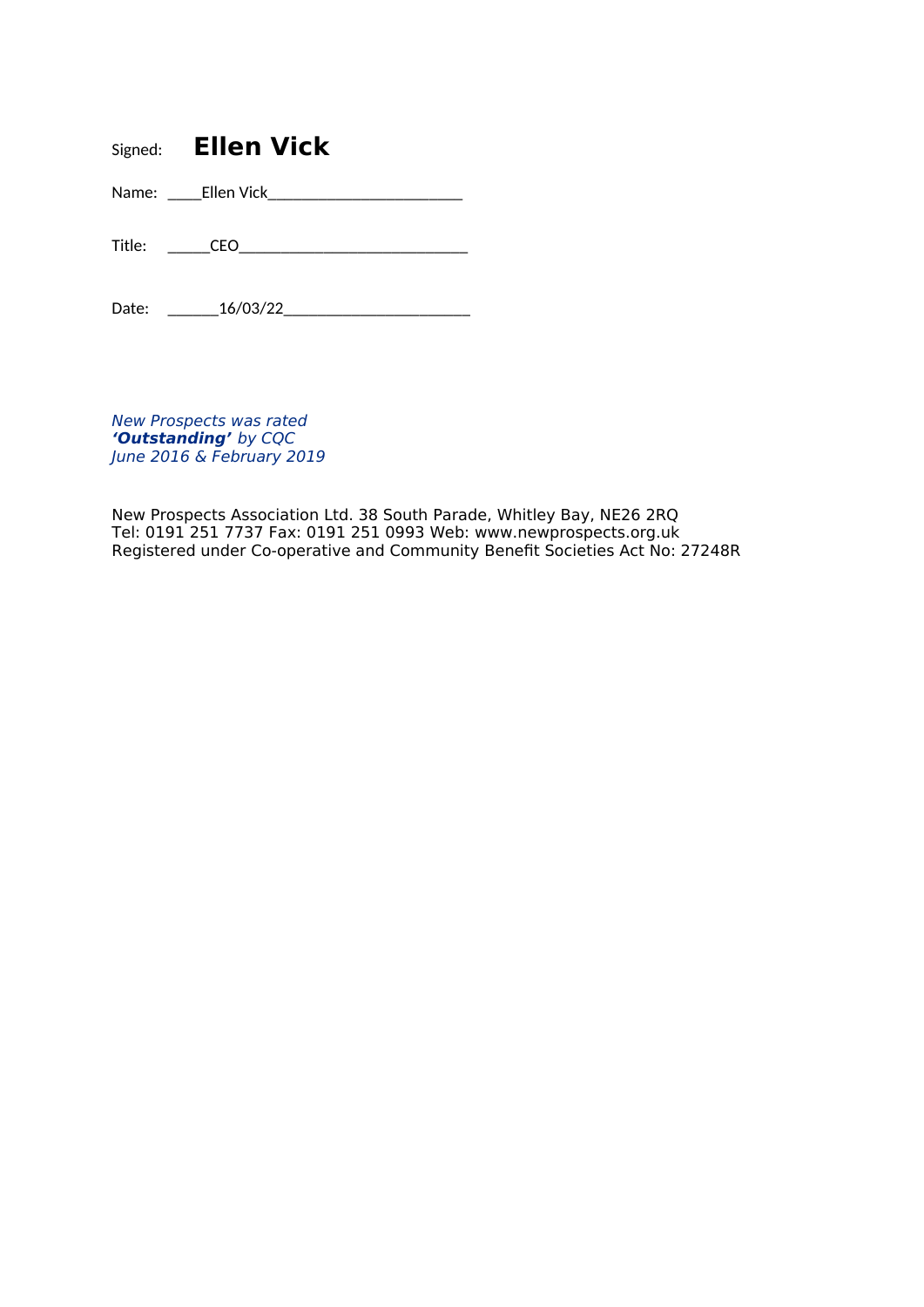Signed: **Ellen Vick**

Name: ____Ellen Vick________________________

Title: _____CEO____________________________

Date: ______16/03/22_______________________

*New Prospects was rated*
***'Outstanding'*** *by CQC*
*June 2016 & February 2019*

New Prospects Association Ltd. 38 South Parade, Whitley Bay, NE26 2RQ
Tel: 0191 251 7737 Fax: 0191 251 0993 Web: www.newprospects.org.uk
Registered under Co-operative and Community Benefit Societies Act No: 27248R